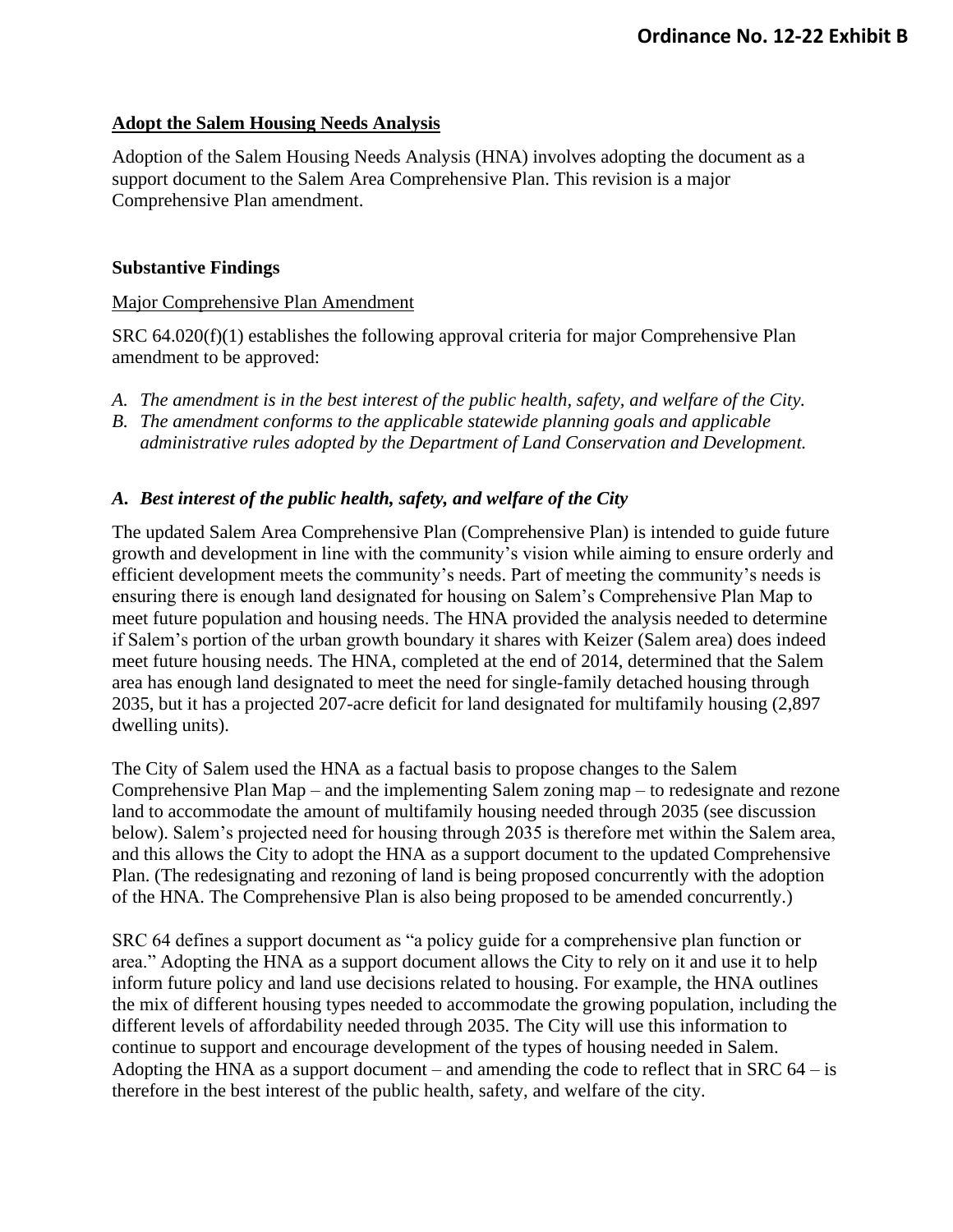# Ordinance No. 12-22 Exhibit B

## Adopt the Salem Housing Needs Analysis

Adoption of the Salem Housing Needs Analysis (HNA) involves adopting the document as a support document to the Salem Area Comprehensive Plan. This revision is a major Comprehensive Plan amendment.

### Substantive Findings

Major Comprehensive Plan Amendment

SRC 64.020(f)(1) establishes the following approval criteria for major Comprehensive Plan amendment to be approved:

*A. The amendment is in the best interest of the public health, safety, and welfare of the City.*
*B. The amendment conforms to the applicable statewide planning goals and applicable administrative rules adopted by the Department of Land Conservation and Development.*

### *A. Best interest of the public health, safety, and welfare of the City*

The updated Salem Area Comprehensive Plan (Comprehensive Plan) is intended to guide future growth and development in line with the community's vision while aiming to ensure orderly and efficient development meets the community's needs. Part of meeting the community's needs is ensuring there is enough land designated for housing on Salem's Comprehensive Plan Map to meet future population and housing needs. The HNA provided the analysis needed to determine if Salem's portion of the urban growth boundary it shares with Keizer (Salem area) does indeed meet future housing needs. The HNA, completed at the end of 2014, determined that the Salem area has enough land designated to meet the need for single-family detached housing through 2035, but it has a projected 207-acre deficit for land designated for multifamily housing (2,897 dwelling units).

The City of Salem used the HNA as a factual basis to propose changes to the Salem Comprehensive Plan Map – and the implementing Salem zoning map – to redesignate and rezone land to accommodate the amount of multifamily housing needed through 2035 (see discussion below). Salem's projected need for housing through 2035 is therefore met within the Salem area, and this allows the City to adopt the HNA as a support document to the updated Comprehensive Plan. (The redesignating and rezoning of land is being proposed concurrently with the adoption of the HNA. The Comprehensive Plan is also being proposed to be amended concurrently.)

SRC 64 defines a support document as "a policy guide for a comprehensive plan function or area." Adopting the HNA as a support document allows the City to rely on it and use it to help inform future policy and land use decisions related to housing. For example, the HNA outlines the mix of different housing types needed to accommodate the growing population, including the different levels of affordability needed through 2035. The City will use this information to continue to support and encourage development of the types of housing needed in Salem. Adopting the HNA as a support document – and amending the code to reflect that in SRC 64 – is therefore in the best interest of the public health, safety, and welfare of the city.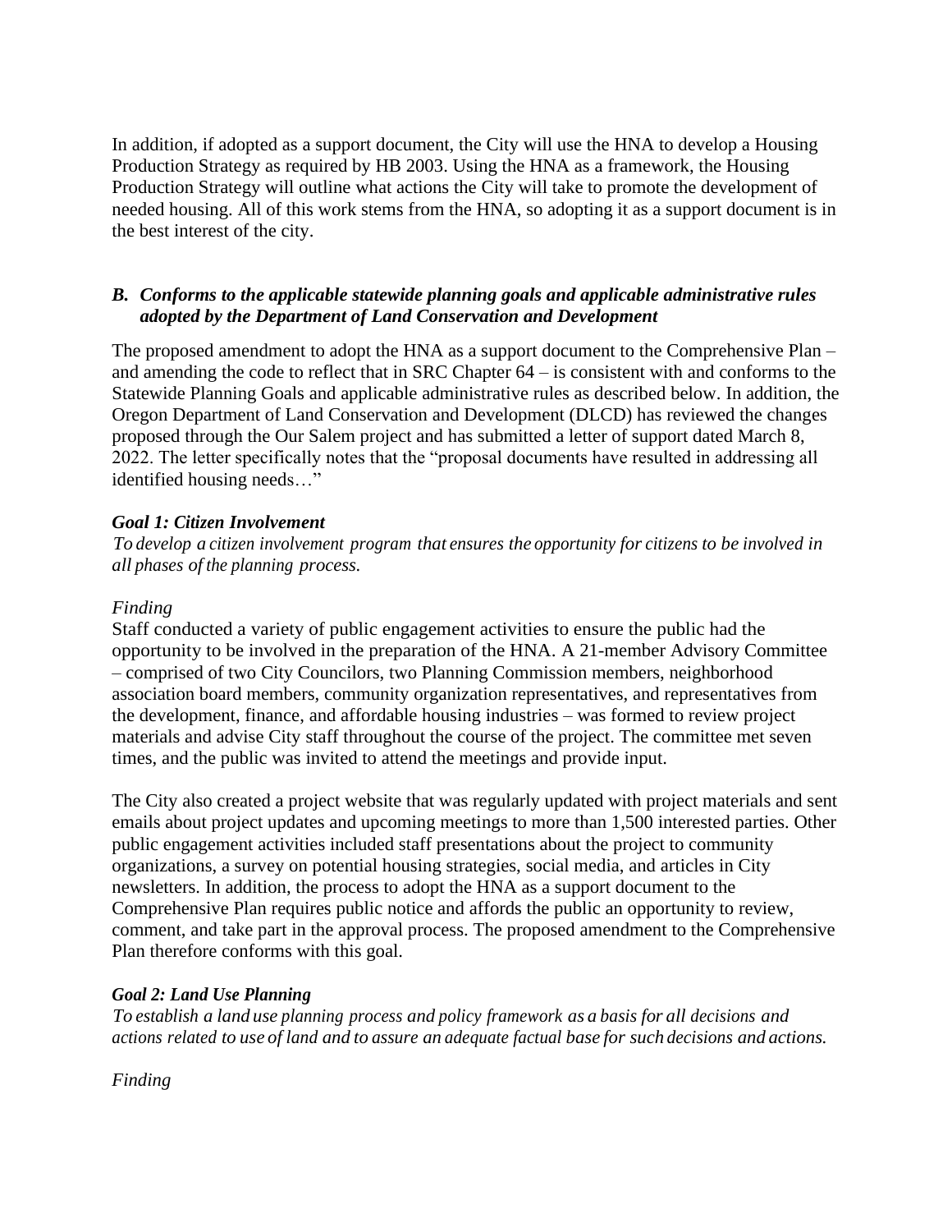In addition, if adopted as a support document, the City will use the HNA to develop a Housing Production Strategy as required by HB 2003. Using the HNA as a framework, the Housing Production Strategy will outline what actions the City will take to promote the development of needed housing. All of this work stems from the HNA, so adopting it as a support document is in the best interest of the city.

### *B. Conforms to the applicable statewide planning goals and applicable administrative rules adopted by the Department of Land Conservation and Development*

The proposed amendment to adopt the HNA as a support document to the Comprehensive Plan – and amending the code to reflect that in SRC Chapter 64 – is consistent with and conforms to the Statewide Planning Goals and applicable administrative rules as described below. In addition, the Oregon Department of Land Conservation and Development (DLCD) has reviewed the changes proposed through the Our Salem project and has submitted a letter of support dated March 8, 2022. The letter specifically notes that the "proposal documents have resulted in addressing all identified housing needs…"

#### *Goal 1: Citizen Involvement*

*To develop a citizen involvement program that ensures the opportunity for citizens to be involved in all phases of the planning process.*

*Finding*

Staff conducted a variety of public engagement activities to ensure the public had the opportunity to be involved in the preparation of the HNA. A 21-member Advisory Committee – comprised of two City Councilors, two Planning Commission members, neighborhood association board members, community organization representatives, and representatives from the development, finance, and affordable housing industries – was formed to review project materials and advise City staff throughout the course of the project. The committee met seven times, and the public was invited to attend the meetings and provide input.

The City also created a project website that was regularly updated with project materials and sent emails about project updates and upcoming meetings to more than 1,500 interested parties. Other public engagement activities included staff presentations about the project to community organizations, a survey on potential housing strategies, social media, and articles in City newsletters. In addition, the process to adopt the HNA as a support document to the Comprehensive Plan requires public notice and affords the public an opportunity to review, comment, and take part in the approval process. The proposed amendment to the Comprehensive Plan therefore conforms with this goal.

#### *Goal 2: Land Use Planning*

*To establish a land use planning process and policy framework as a basis for all decisions and actions related to use of land and to assure an adequate factual base for such decisions and actions.*

*Finding*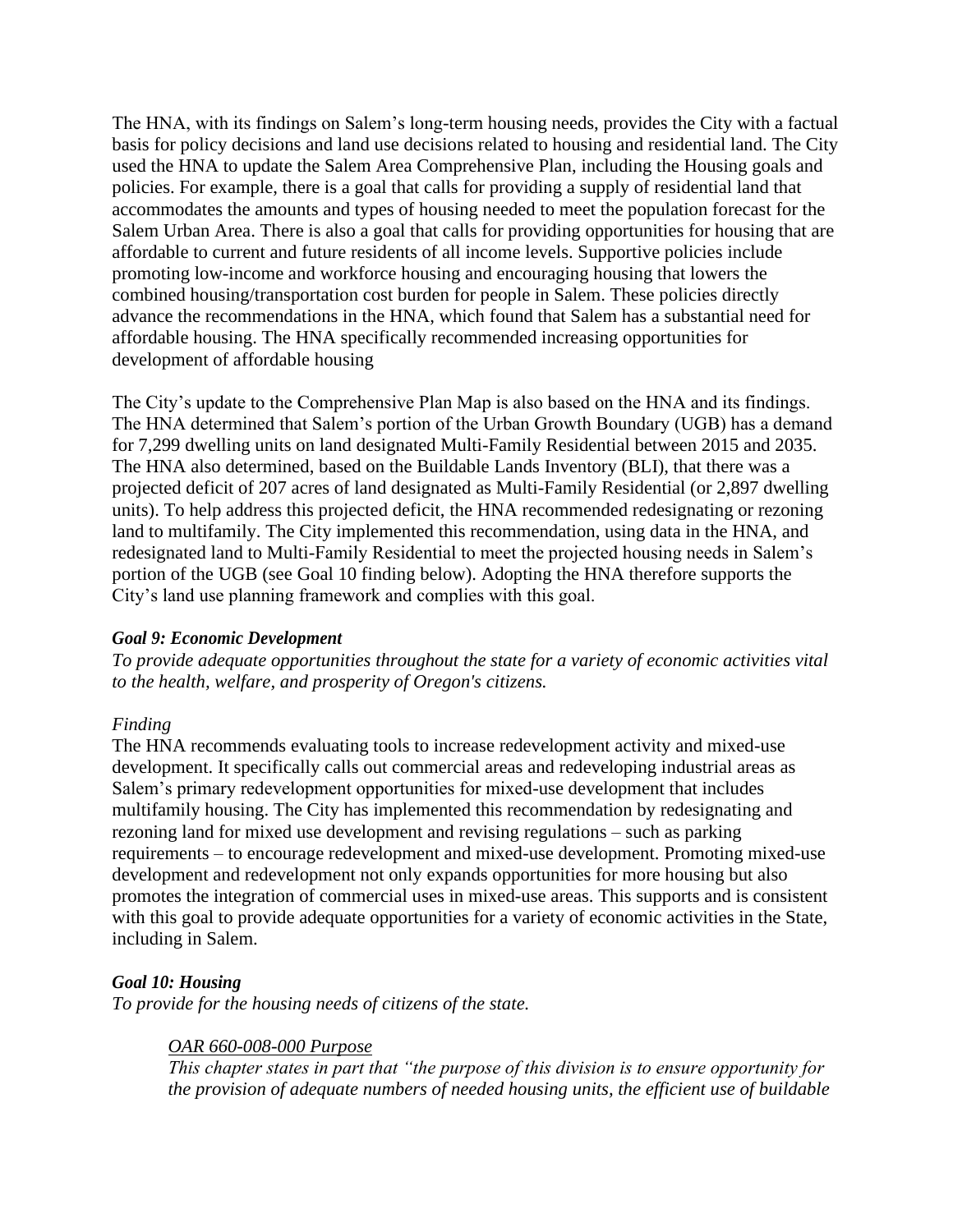The HNA, with its findings on Salem's long-term housing needs, provides the City with a factual basis for policy decisions and land use decisions related to housing and residential land. The City used the HNA to update the Salem Area Comprehensive Plan, including the Housing goals and policies. For example, there is a goal that calls for providing a supply of residential land that accommodates the amounts and types of housing needed to meet the population forecast for the Salem Urban Area. There is also a goal that calls for providing opportunities for housing that are affordable to current and future residents of all income levels. Supportive policies include promoting low-income and workforce housing and encouraging housing that lowers the combined housing/transportation cost burden for people in Salem. These policies directly advance the recommendations in the HNA, which found that Salem has a substantial need for affordable housing. The HNA specifically recommended increasing opportunities for development of affordable housing

The City's update to the Comprehensive Plan Map is also based on the HNA and its findings. The HNA determined that Salem's portion of the Urban Growth Boundary (UGB) has a demand for 7,299 dwelling units on land designated Multi-Family Residential between 2015 and 2035. The HNA also determined, based on the Buildable Lands Inventory (BLI), that there was a projected deficit of 207 acres of land designated as Multi-Family Residential (or 2,897 dwelling units). To help address this projected deficit, the HNA recommended redesignating or rezoning land to multifamily. The City implemented this recommendation, using data in the HNA, and redesignated land to Multi-Family Residential to meet the projected housing needs in Salem's portion of the UGB (see Goal 10 finding below). Adopting the HNA therefore supports the City's land use planning framework and complies with this goal.

***Goal 9: Economic Development***

*To provide adequate opportunities throughout the state for a variety of economic activities vital to the health, welfare, and prosperity of Oregon's citizens.*

*Finding*

The HNA recommends evaluating tools to increase redevelopment activity and mixed-use development. It specifically calls out commercial areas and redeveloping industrial areas as Salem's primary redevelopment opportunities for mixed-use development that includes multifamily housing. The City has implemented this recommendation by redesignating and rezoning land for mixed use development and revising regulations – such as parking requirements – to encourage redevelopment and mixed-use development. Promoting mixed-use development and redevelopment not only expands opportunities for more housing but also promotes the integration of commercial uses in mixed-use areas. This supports and is consistent with this goal to provide adequate opportunities for a variety of economic activities in the State, including in Salem.

***Goal 10: Housing***

*To provide for the housing needs of citizens of the state.*

> *OAR 660-008-000 Purpose*
>
> *This chapter states in part that "the purpose of this division is to ensure opportunity for the provision of adequate numbers of needed housing units, the efficient use of buildable*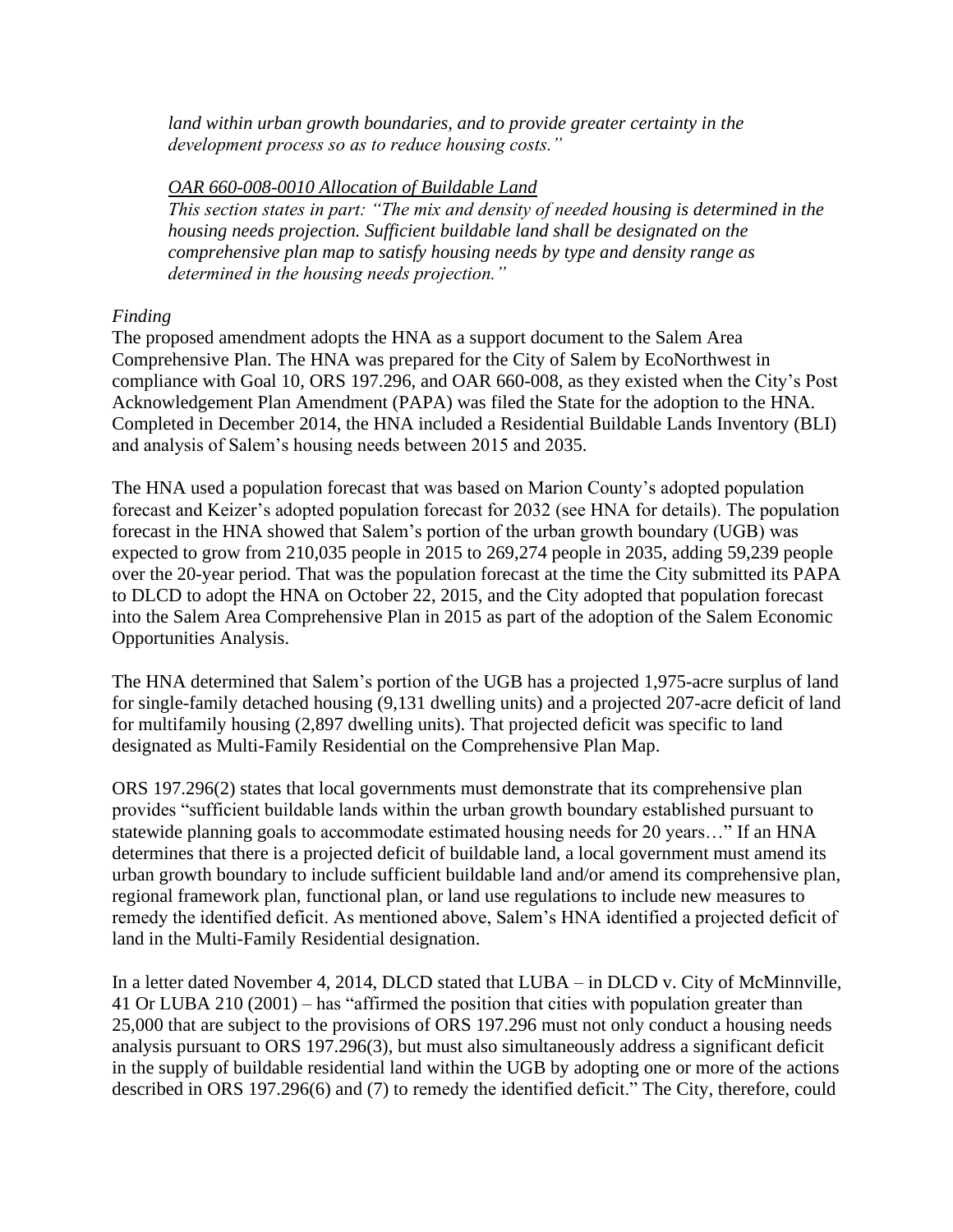*land within urban growth boundaries, and to provide greater certainty in the development process so as to reduce housing costs."*

*OAR 660-008-0010 Allocation of Buildable Land*

*This section states in part: "The mix and density of needed housing is determined in the housing needs projection. Sufficient buildable land shall be designated on the comprehensive plan map to satisfy housing needs by type and density range as determined in the housing needs projection."*

*Finding*

The proposed amendment adopts the HNA as a support document to the Salem Area Comprehensive Plan. The HNA was prepared for the City of Salem by EcoNorthwest in compliance with Goal 10, ORS 197.296, and OAR 660-008, as they existed when the City's Post Acknowledgement Plan Amendment (PAPA) was filed the State for the adoption to the HNA. Completed in December 2014, the HNA included a Residential Buildable Lands Inventory (BLI) and analysis of Salem's housing needs between 2015 and 2035.

The HNA used a population forecast that was based on Marion County's adopted population forecast and Keizer's adopted population forecast for 2032 (see HNA for details). The population forecast in the HNA showed that Salem's portion of the urban growth boundary (UGB) was expected to grow from 210,035 people in 2015 to 269,274 people in 2035, adding 59,239 people over the 20-year period. That was the population forecast at the time the City submitted its PAPA to DLCD to adopt the HNA on October 22, 2015, and the City adopted that population forecast into the Salem Area Comprehensive Plan in 2015 as part of the adoption of the Salem Economic Opportunities Analysis.

The HNA determined that Salem's portion of the UGB has a projected 1,975-acre surplus of land for single-family detached housing (9,131 dwelling units) and a projected 207-acre deficit of land for multifamily housing (2,897 dwelling units). That projected deficit was specific to land designated as Multi-Family Residential on the Comprehensive Plan Map.

ORS 197.296(2) states that local governments must demonstrate that its comprehensive plan provides "sufficient buildable lands within the urban growth boundary established pursuant to statewide planning goals to accommodate estimated housing needs for 20 years…" If an HNA determines that there is a projected deficit of buildable land, a local government must amend its urban growth boundary to include sufficient buildable land and/or amend its comprehensive plan, regional framework plan, functional plan, or land use regulations to include new measures to remedy the identified deficit. As mentioned above, Salem's HNA identified a projected deficit of land in the Multi-Family Residential designation.

In a letter dated November 4, 2014, DLCD stated that LUBA – in DLCD v. City of McMinnville, 41 Or LUBA 210 (2001) – has "affirmed the position that cities with population greater than 25,000 that are subject to the provisions of ORS 197.296 must not only conduct a housing needs analysis pursuant to ORS 197.296(3), but must also simultaneously address a significant deficit in the supply of buildable residential land within the UGB by adopting one or more of the actions described in ORS 197.296(6) and (7) to remedy the identified deficit." The City, therefore, could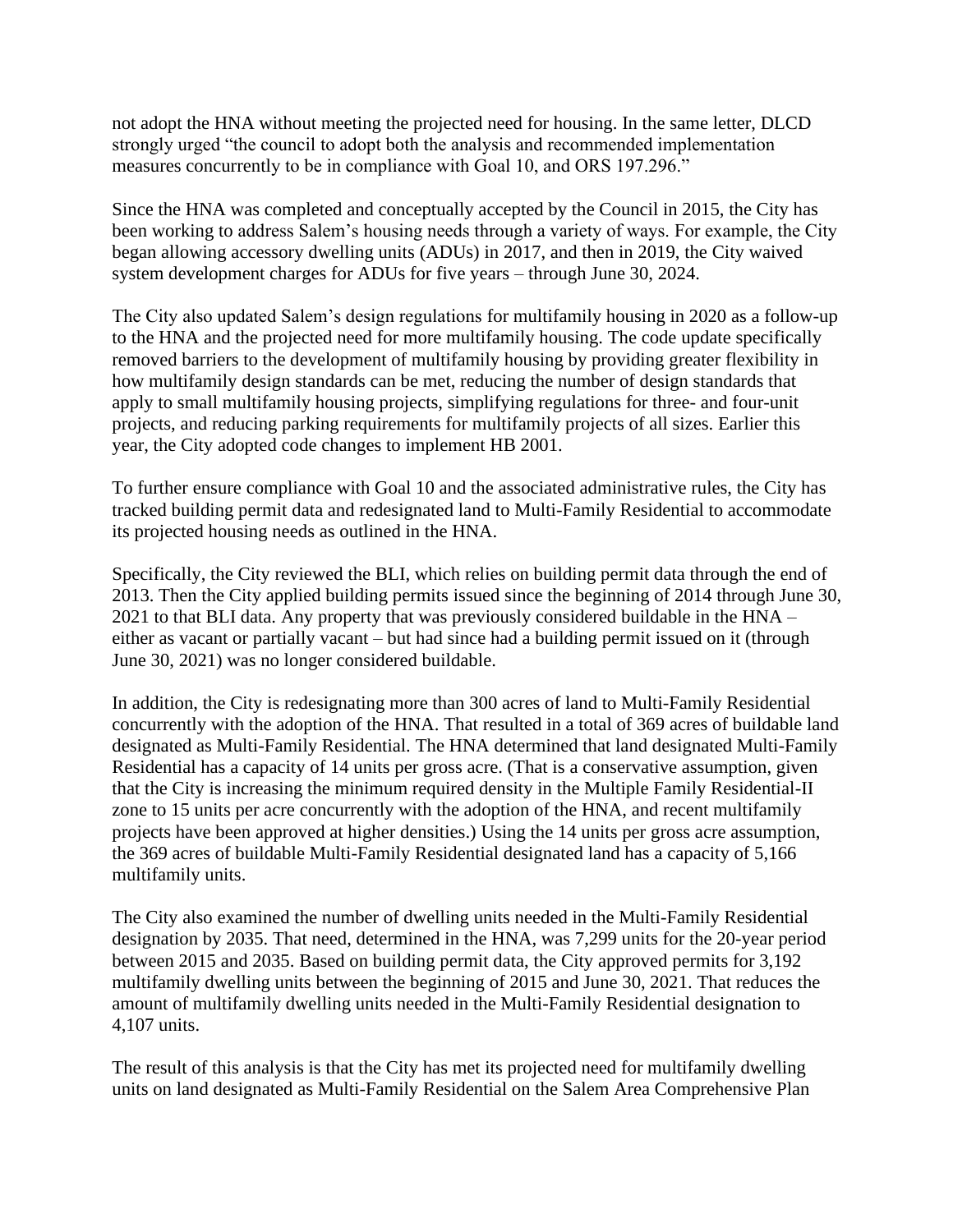not adopt the HNA without meeting the projected need for housing. In the same letter, DLCD strongly urged "the council to adopt both the analysis and recommended implementation measures concurrently to be in compliance with Goal 10, and ORS 197.296."

Since the HNA was completed and conceptually accepted by the Council in 2015, the City has been working to address Salem's housing needs through a variety of ways. For example, the City began allowing accessory dwelling units (ADUs) in 2017, and then in 2019, the City waived system development charges for ADUs for five years – through June 30, 2024.

The City also updated Salem's design regulations for multifamily housing in 2020 as a follow-up to the HNA and the projected need for more multifamily housing. The code update specifically removed barriers to the development of multifamily housing by providing greater flexibility in how multifamily design standards can be met, reducing the number of design standards that apply to small multifamily housing projects, simplifying regulations for three- and four-unit projects, and reducing parking requirements for multifamily projects of all sizes. Earlier this year, the City adopted code changes to implement HB 2001.

To further ensure compliance with Goal 10 and the associated administrative rules, the City has tracked building permit data and redesignated land to Multi-Family Residential to accommodate its projected housing needs as outlined in the HNA.

Specifically, the City reviewed the BLI, which relies on building permit data through the end of 2013. Then the City applied building permits issued since the beginning of 2014 through June 30, 2021 to that BLI data. Any property that was previously considered buildable in the HNA – either as vacant or partially vacant – but had since had a building permit issued on it (through June 30, 2021) was no longer considered buildable.

In addition, the City is redesignating more than 300 acres of land to Multi-Family Residential concurrently with the adoption of the HNA. That resulted in a total of 369 acres of buildable land designated as Multi-Family Residential. The HNA determined that land designated Multi-Family Residential has a capacity of 14 units per gross acre. (That is a conservative assumption, given that the City is increasing the minimum required density in the Multiple Family Residential-II zone to 15 units per acre concurrently with the adoption of the HNA, and recent multifamily projects have been approved at higher densities.) Using the 14 units per gross acre assumption, the 369 acres of buildable Multi-Family Residential designated land has a capacity of 5,166 multifamily units.

The City also examined the number of dwelling units needed in the Multi-Family Residential designation by 2035. That need, determined in the HNA, was 7,299 units for the 20-year period between 2015 and 2035. Based on building permit data, the City approved permits for 3,192 multifamily dwelling units between the beginning of 2015 and June 30, 2021. That reduces the amount of multifamily dwelling units needed in the Multi-Family Residential designation to 4,107 units.

The result of this analysis is that the City has met its projected need for multifamily dwelling units on land designated as Multi-Family Residential on the Salem Area Comprehensive Plan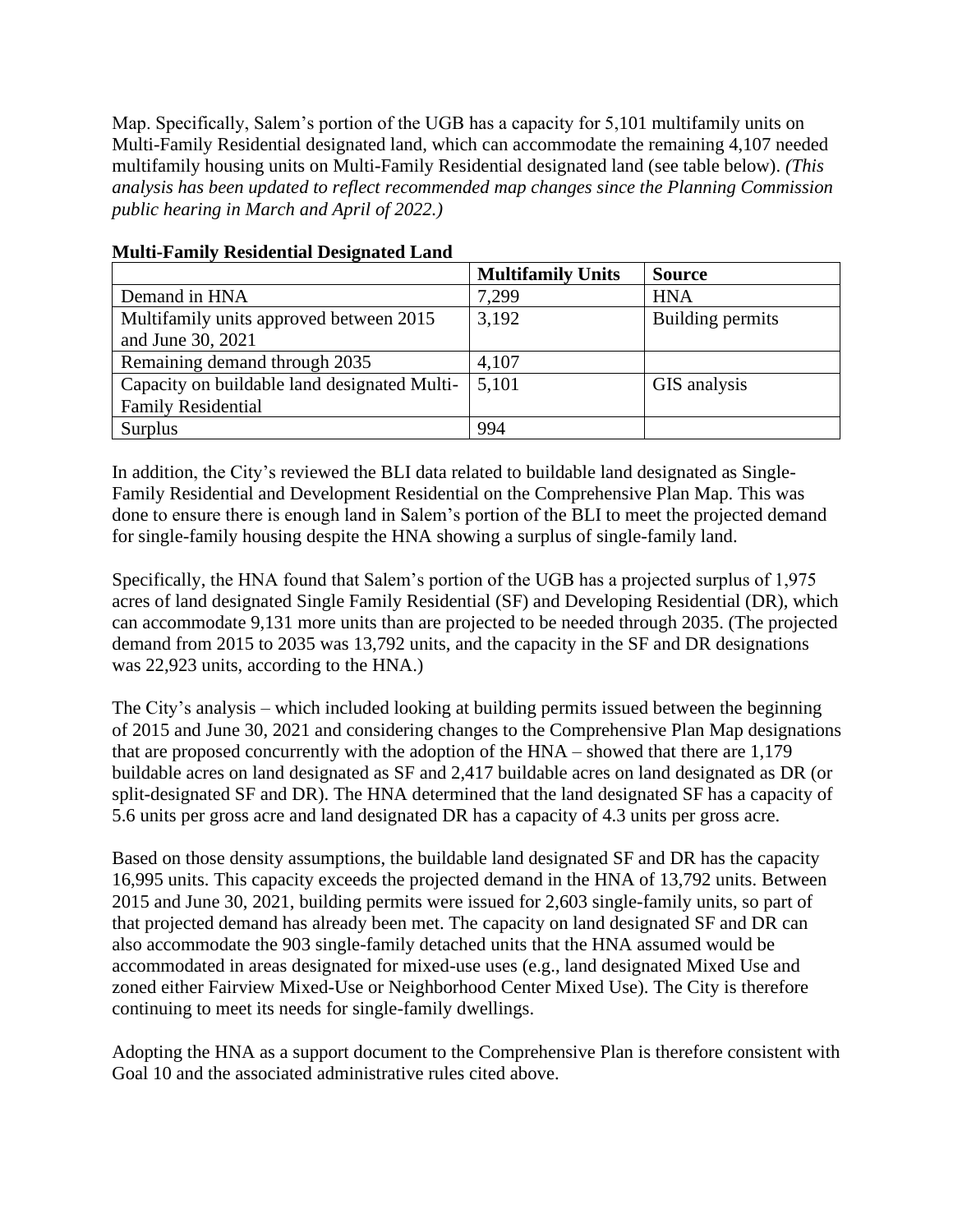Map. Specifically, Salem's portion of the UGB has a capacity for 5,101 multifamily units on Multi-Family Residential designated land, which can accommodate the remaining 4,107 needed multifamily housing units on Multi-Family Residential designated land (see table below). *(This analysis has been updated to reflect recommended map changes since the Planning Commission public hearing in March and April of 2022.)*

**Multi-Family Residential Designated Land**

| | Multifamily Units | Source |
|---|---|---|
| Demand in HNA | 7,299 | HNA |
| Multifamily units approved between 2015 and June 30, 2021 | 3,192 | Building permits |
| Remaining demand through 2035 | 4,107 | |
| Capacity on buildable land designated Multi-Family Residential | 5,101 | GIS analysis |
| Surplus | 994 | |

In addition, the City's reviewed the BLI data related to buildable land designated as Single-Family Residential and Development Residential on the Comprehensive Plan Map. This was done to ensure there is enough land in Salem's portion of the BLI to meet the projected demand for single-family housing despite the HNA showing a surplus of single-family land.

Specifically, the HNA found that Salem's portion of the UGB has a projected surplus of 1,975 acres of land designated Single Family Residential (SF) and Developing Residential (DR), which can accommodate 9,131 more units than are projected to be needed through 2035. (The projected demand from 2015 to 2035 was 13,792 units, and the capacity in the SF and DR designations was 22,923 units, according to the HNA.)

The City's analysis – which included looking at building permits issued between the beginning of 2015 and June 30, 2021 and considering changes to the Comprehensive Plan Map designations that are proposed concurrently with the adoption of the HNA – showed that there are 1,179 buildable acres on land designated as SF and 2,417 buildable acres on land designated as DR (or split-designated SF and DR). The HNA determined that the land designated SF has a capacity of 5.6 units per gross acre and land designated DR has a capacity of 4.3 units per gross acre.

Based on those density assumptions, the buildable land designated SF and DR has the capacity 16,995 units. This capacity exceeds the projected demand in the HNA of 13,792 units. Between 2015 and June 30, 2021, building permits were issued for 2,603 single-family units, so part of that projected demand has already been met. The capacity on land designated SF and DR can also accommodate the 903 single-family detached units that the HNA assumed would be accommodated in areas designated for mixed-use uses (e.g., land designated Mixed Use and zoned either Fairview Mixed-Use or Neighborhood Center Mixed Use). The City is therefore continuing to meet its needs for single-family dwellings.

Adopting the HNA as a support document to the Comprehensive Plan is therefore consistent with Goal 10 and the associated administrative rules cited above.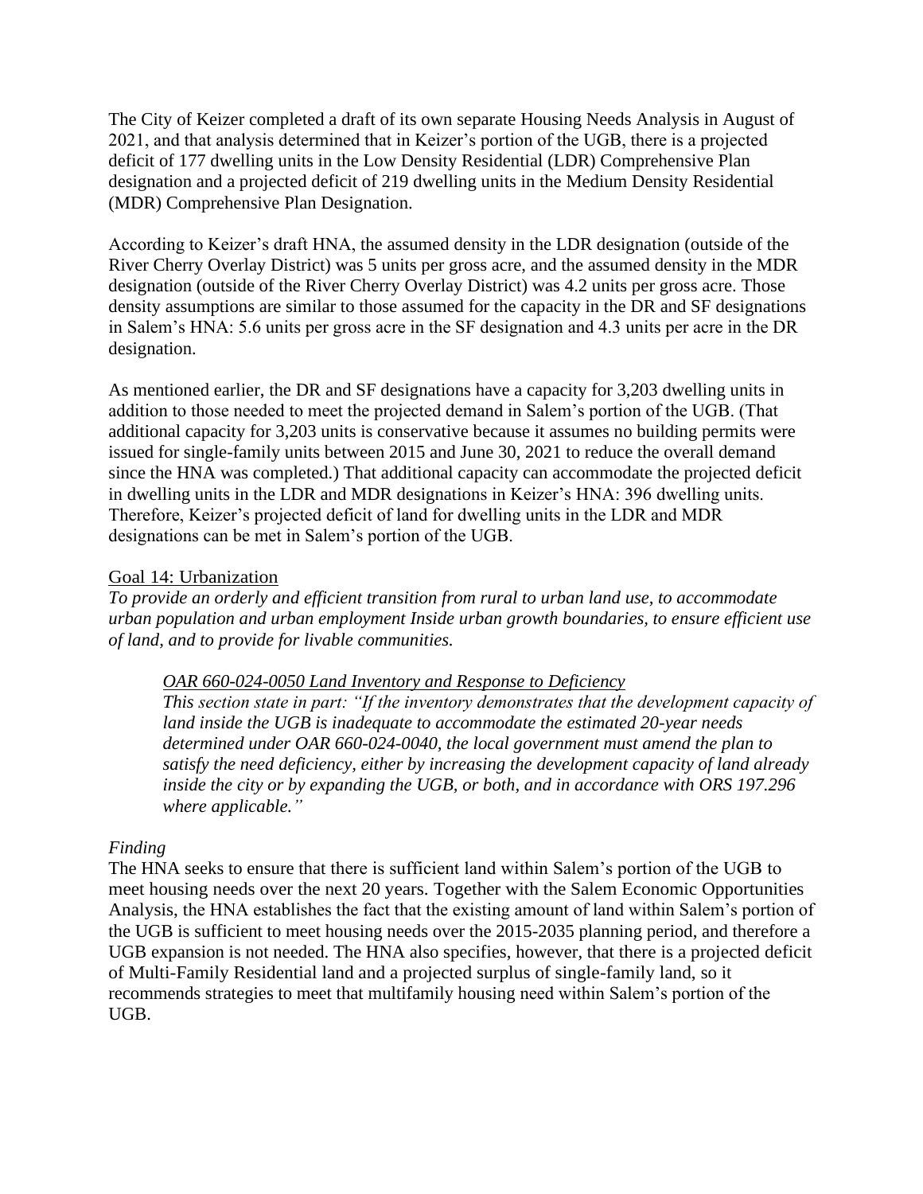The City of Keizer completed a draft of its own separate Housing Needs Analysis in August of 2021, and that analysis determined that in Keizer's portion of the UGB, there is a projected deficit of 177 dwelling units in the Low Density Residential (LDR) Comprehensive Plan designation and a projected deficit of 219 dwelling units in the Medium Density Residential (MDR) Comprehensive Plan Designation.

According to Keizer's draft HNA, the assumed density in the LDR designation (outside of the River Cherry Overlay District) was 5 units per gross acre, and the assumed density in the MDR designation (outside of the River Cherry Overlay District) was 4.2 units per gross acre. Those density assumptions are similar to those assumed for the capacity in the DR and SF designations in Salem's HNA: 5.6 units per gross acre in the SF designation and 4.3 units per acre in the DR designation.

As mentioned earlier, the DR and SF designations have a capacity for 3,203 dwelling units in addition to those needed to meet the projected demand in Salem's portion of the UGB. (That additional capacity for 3,203 units is conservative because it assumes no building permits were issued for single-family units between 2015 and June 30, 2021 to reduce the overall demand since the HNA was completed.) That additional capacity can accommodate the projected deficit in dwelling units in the LDR and MDR designations in Keizer's HNA: 396 dwelling units. Therefore, Keizer's projected deficit of land for dwelling units in the LDR and MDR designations can be met in Salem's portion of the UGB.

## Goal 14: Urbanization

*To provide an orderly and efficient transition from rural to urban land use, to accommodate urban population and urban employment Inside urban growth boundaries, to ensure efficient use of land, and to provide for livable communities.*

> *OAR 660-024-0050 Land Inventory and Response to Deficiency*
>
> *This section state in part: "If the inventory demonstrates that the development capacity of land inside the UGB is inadequate to accommodate the estimated 20-year needs determined under OAR 660-024-0040, the local government must amend the plan to satisfy the need deficiency, either by increasing the development capacity of land already inside the city or by expanding the UGB, or both, and in accordance with ORS 197.296 where applicable."*

*Finding*

The HNA seeks to ensure that there is sufficient land within Salem's portion of the UGB to meet housing needs over the next 20 years. Together with the Salem Economic Opportunities Analysis, the HNA establishes the fact that the existing amount of land within Salem's portion of the UGB is sufficient to meet housing needs over the 2015-2035 planning period, and therefore a UGB expansion is not needed. The HNA also specifies, however, that there is a projected deficit of Multi-Family Residential land and a projected surplus of single-family land, so it recommends strategies to meet that multifamily housing need within Salem's portion of the UGB.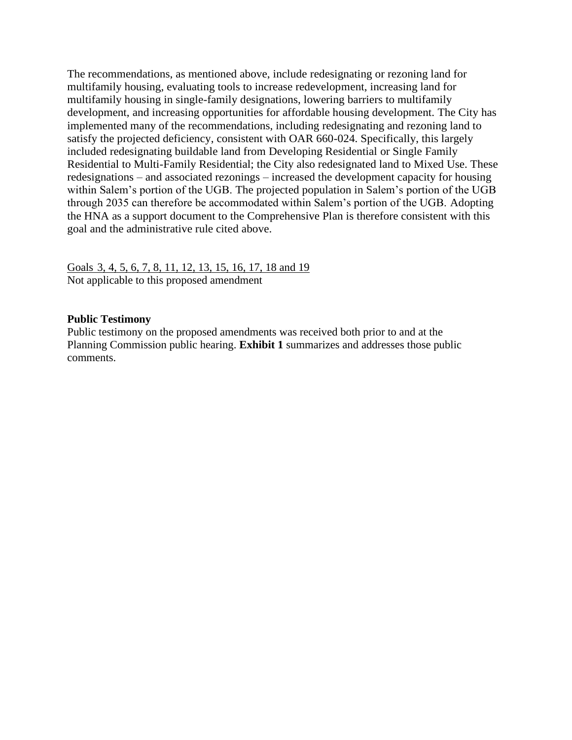The recommendations, as mentioned above, include redesignating or rezoning land for multifamily housing, evaluating tools to increase redevelopment, increasing land for multifamily housing in single-family designations, lowering barriers to multifamily development, and increasing opportunities for affordable housing development. The City has implemented many of the recommendations, including redesignating and rezoning land to satisfy the projected deficiency, consistent with OAR 660-024. Specifically, this largely included redesignating buildable land from Developing Residential or Single Family Residential to Multi-Family Residential; the City also redesignated land to Mixed Use. These redesignations – and associated rezonings – increased the development capacity for housing within Salem's portion of the UGB. The projected population in Salem's portion of the UGB through 2035 can therefore be accommodated within Salem's portion of the UGB. Adopting the HNA as a support document to the Comprehensive Plan is therefore consistent with this goal and the administrative rule cited above.

<u>Goals 3, 4, 5, 6, 7, 8, 11, 12, 13, 15, 16, 17, 18 and 19</u>
Not applicable to this proposed amendment

**Public Testimony**
Public testimony on the proposed amendments was received both prior to and at the Planning Commission public hearing. **Exhibit 1** summarizes and addresses those public comments.